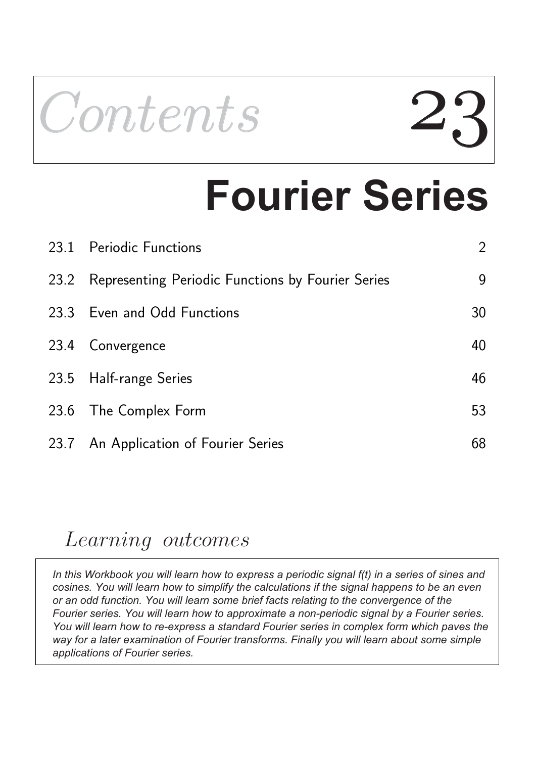# Contents 23

# Fourier Series

| | | |
|---|---|---|
| 23.1 | Periodic Functions | 2 |
| 23.2 | Representing Periodic Functions by Fourier Series | 9 |
| 23.3 | Even and Odd Functions | 30 |
| 23.4 | Convergence | 40 |
| 23.5 | Half-range Series | 46 |
| 23.6 | The Complex Form | 53 |
| 23.7 | An Application of Fourier Series | 68 |

## *Learning outcomes*

*In this Workbook you will learn how to express a periodic signal f(t) in a series of sines and cosines. You will learn how to simplify the calculations if the signal happens to be an even or an odd function. You will learn some brief facts relating to the convergence of the Fourier series. You will learn how to approximate a non-periodic signal by a Fourier series. You will learn how to re-express a standard Fourier series in complex form which paves the way for a later examination of Fourier transforms. Finally you will learn about some simple applications of Fourier series.*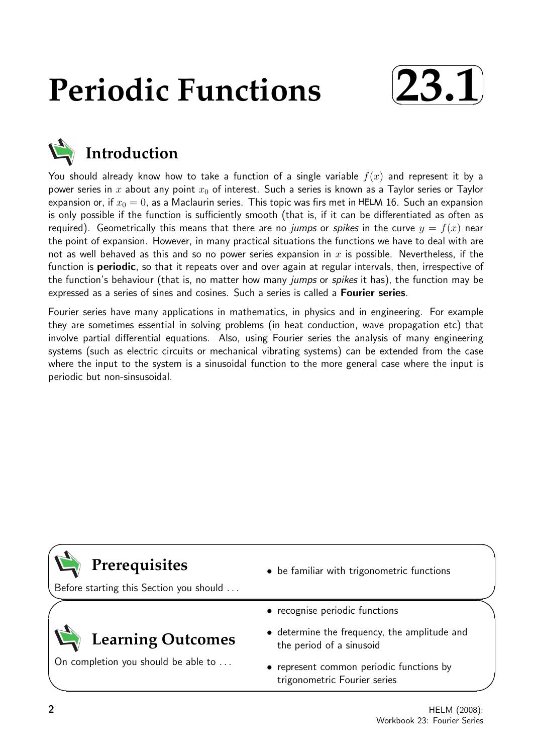# Periodic Functions

**23.1**

## Introduction

You should already know how to take a function of a single variable $f(x)$ and represent it by a power series in $x$ about any point $x_0$ of interest. Such a series is known as a Taylor series or Taylor expansion or, if $x_0 = 0$, as a Maclaurin series. This topic was firs met in HELM 16. Such an expansion is only possible if the function is sufficiently smooth (that is, if it can be differentiated as often as required). Geometrically this means that there are no *jumps* or *spikes* in the curve $y = f(x)$ near the point of expansion. However, in many practical situations the functions we have to deal with are not as well behaved as this and so no power series expansion in $x$ is possible. Nevertheless, if the function is **periodic**, so that it repeats over and over again at regular intervals, then, irrespective of the function's behaviour (that is, no matter how many *jumps* or *spikes* it has), the function may be expressed as a series of sines and cosines. Such a series is called a **Fourier series**.

Fourier series have many applications in mathematics, in physics and in engineering. For example they are sometimes essential in solving problems (in heat conduction, wave propagation etc) that involve partial differential equations. Also, using Fourier series the analysis of many engineering systems (such as electric circuits or mechanical vibrating systems) can be extended from the case where the input to the system is a sinusoidal function to the more general case where the input is periodic but non-sinsusoidal.

## Prerequisites

Before starting this Section you should ...

- be familiar with trigonometric functions

## Learning Outcomes

On completion you should be able to ...

- recognise periodic functions
- determine the frequency, the amplitude and the period of a sinusoid
- represent common periodic functions by trigonometric Fourier series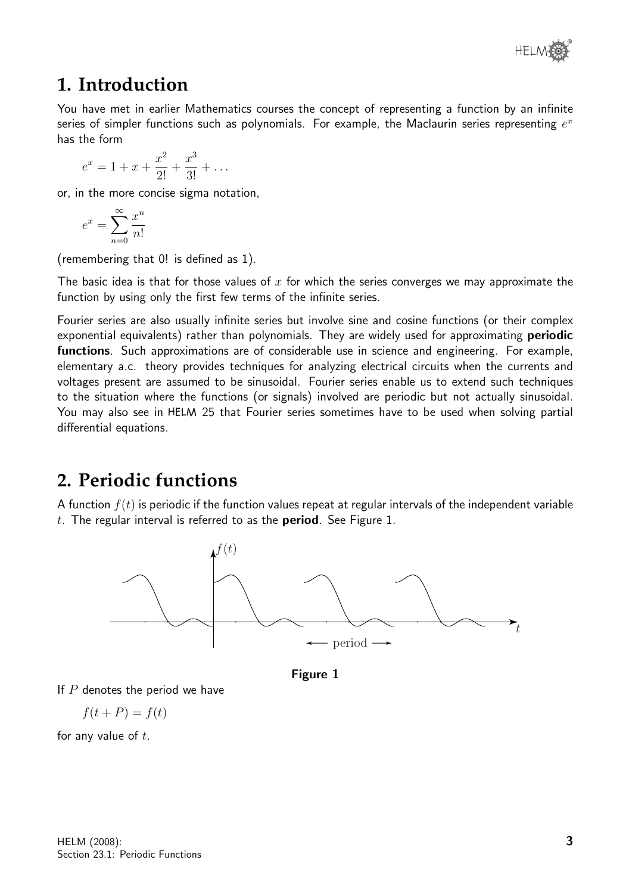# 1. Introduction

You have met in earlier Mathematics courses the concept of representing a function by an infinite series of simpler functions such as polynomials. For example, the Maclaurin series representing $e^x$ has the form

$$e^x = 1 + x + \frac{x^2}{2!} + \frac{x^3}{3!} + \dots$$

or, in the more concise sigma notation,

$$e^x = \sum_{n=0}^{\infty} \frac{x^n}{n!}$$

(remembering that 0! is defined as 1).

The basic idea is that for those values of $x$ for which the series converges we may approximate the function by using only the first few terms of the infinite series.

Fourier series are also usually infinite series but involve sine and cosine functions (or their complex exponential equivalents) rather than polynomials. They are widely used for approximating **periodic functions**. Such approximations are of considerable use in science and engineering. For example, elementary a.c. theory provides techniques for analyzing electrical circuits when the currents and voltages present are assumed to be sinusoidal. Fourier series enable us to extend such techniques to the situation where the functions (or signals) involved are periodic but not actually sinusoidal. You may also see in HELM 25 that Fourier series sometimes have to be used when solving partial differential equations.

# 2. Periodic functions

A function $f(t)$ is periodic if the function values repeat at regular intervals of the independent variable $t$. The regular interval is referred to as the **period**. See Figure 1.

**Figure 1**

If $P$ denotes the period we have

$$f(t + P) = f(t)$$

for any value of $t$.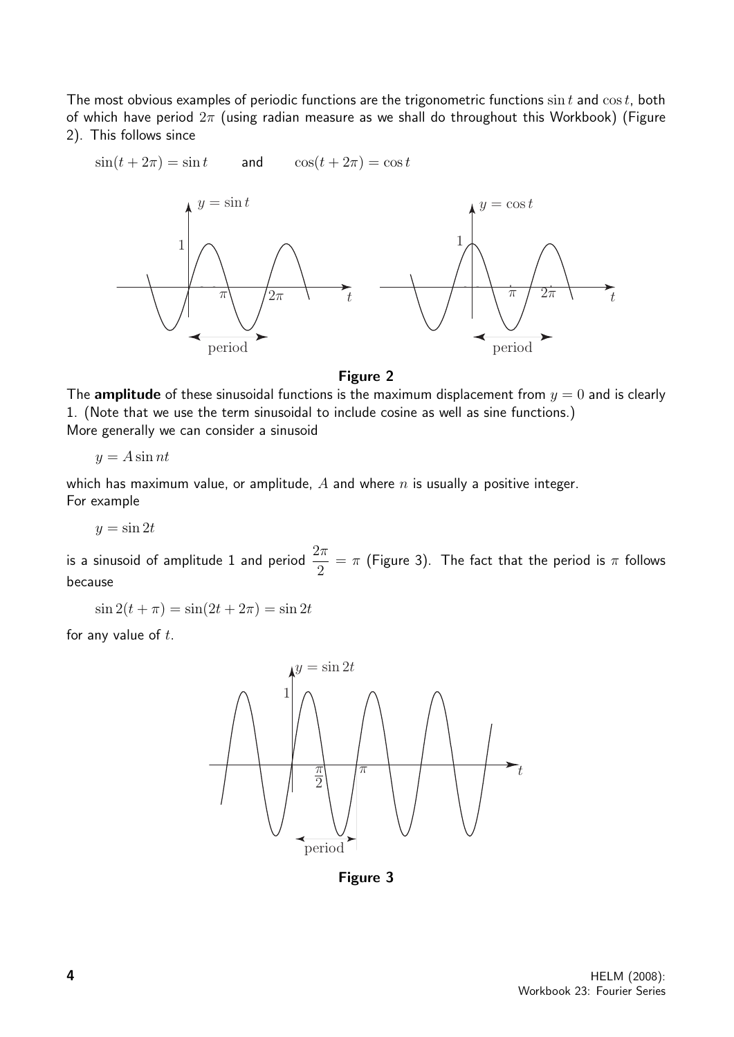The most obvious examples of periodic functions are the trigonometric functions $\sin t$ and $\cos t$, both of which have period $2\pi$ (using radian measure as we shall do throughout this Workbook) (Figure 2). This follows since

$$\sin(t + 2\pi) = \sin t \qquad \text{and} \qquad \cos(t + 2\pi) = \cos t$$

**Figure 2**

The **amplitude** of these sinusoidal functions is the maximum displacement from $y = 0$ and is clearly 1. (Note that we use the term sinusoidal to include cosine as well as sine functions.)
More generally we can consider a sinusoid

$$y = A \sin nt$$

which has maximum value, or amplitude, $A$ and where $n$ is usually a positive integer.
For example

$$y = \sin 2t$$

is a sinusoid of amplitude 1 and period $\dfrac{2\pi}{2} = \pi$ (Figure 3). The fact that the period is $\pi$ follows because

$$\sin 2(t + \pi) = \sin(2t + 2\pi) = \sin 2t$$

for any value of $t$.

**Figure 3**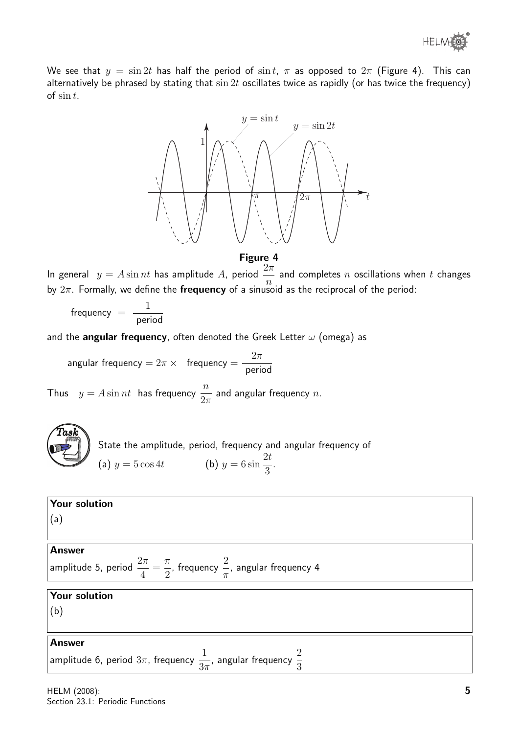We see that $y = \sin 2t$ has half the period of $\sin t$, $\pi$ as opposed to $2\pi$ (Figure 4). This can alternatively be phrased by stating that $\sin 2t$ oscillates twice as rapidly (or has twice the frequency) of $\sin t$.

**Figure 4**

In general $y = A \sin nt$ has amplitude $A$, period $\dfrac{2\pi}{n}$ and completes $n$ oscillations when $t$ changes by $2\pi$. Formally, we define the **frequency** of a sinusoid as the reciprocal of the period:

$$\text{frequency} = \frac{1}{\text{period}}$$

and the **angular frequency**, often denoted the Greek Letter $\omega$ (omega) as

$$\text{angular frequency} = 2\pi \times \text{ frequency} = \frac{2\pi}{\text{period}}$$

Thus $y = A \sin nt$ has frequency $\dfrac{n}{2\pi}$ and angular frequency $n$.

**Task**

State the amplitude, period, frequency and angular frequency of

(a) $y = 5 \cos 4t$ (b) $y = 6 \sin \dfrac{2t}{3}$.

**Your solution**

(a)

**Answer**

amplitude 5, period $\dfrac{2\pi}{4} = \dfrac{\pi}{2}$, frequency $\dfrac{2}{\pi}$, angular frequency 4

**Your solution**

(b)

**Answer**

amplitude 6, period $3\pi$, frequency $\dfrac{1}{3\pi}$, angular frequency $\dfrac{2}{3}$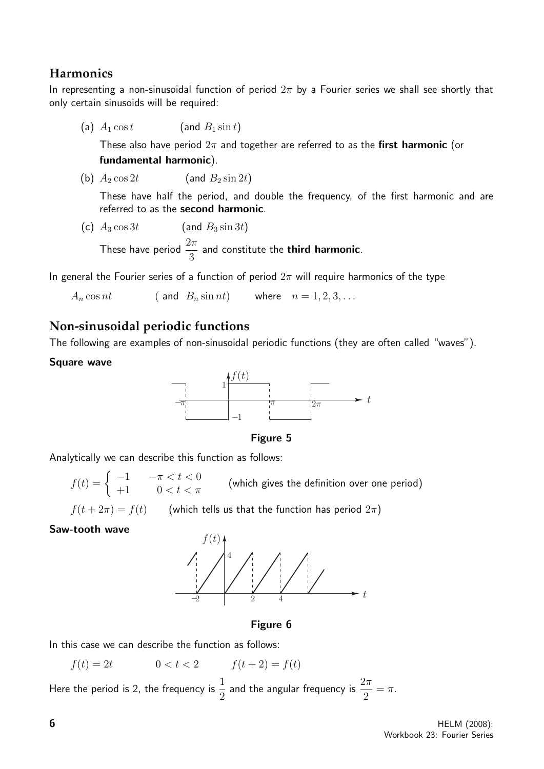## Harmonics

In representing a non-sinusoidal function of period $2\pi$ by a Fourier series we shall see shortly that only certain sinusoids will be required:

(a) $A_1 \cos t$ (and $B_1 \sin t$)

These also have period $2\pi$ and together are referred to as the **first harmonic** (or **fundamental harmonic**).

(b) $A_2 \cos 2t$ (and $B_2 \sin 2t$)

These have half the period, and double the frequency, of the first harmonic and are referred to as the **second harmonic**.

(c) $A_3 \cos 3t$ (and $B_3 \sin 3t$)

These have period $\dfrac{2\pi}{3}$ and constitute the **third harmonic**.

In general the Fourier series of a function of period $2\pi$ will require harmonics of the type

$A_n \cos nt$ ( and $B_n \sin nt$) where $n = 1, 2, 3, \ldots$

## Non-sinusoidal periodic functions

The following are examples of non-sinusoidal periodic functions (they are often called "waves").

**Square wave**

**Figure 5**

Analytically we can describe this function as follows:

$$f(t) = \begin{cases} -1 & -\pi < t < 0 \\ +1 & 0 < t < \pi \end{cases} \qquad \text{(which gives the definition over one period)}$$

$f(t + 2\pi) = f(t)$ (which tells us that the function has period $2\pi$)

**Saw-tooth wave**

**Figure 6**

In this case we can describe the function as follows:

$f(t) = 2t \qquad 0 < t < 2 \qquad f(t + 2) = f(t)$

Here the period is 2, the frequency is $\dfrac{1}{2}$ and the angular frequency is $\dfrac{2\pi}{2} = \pi$.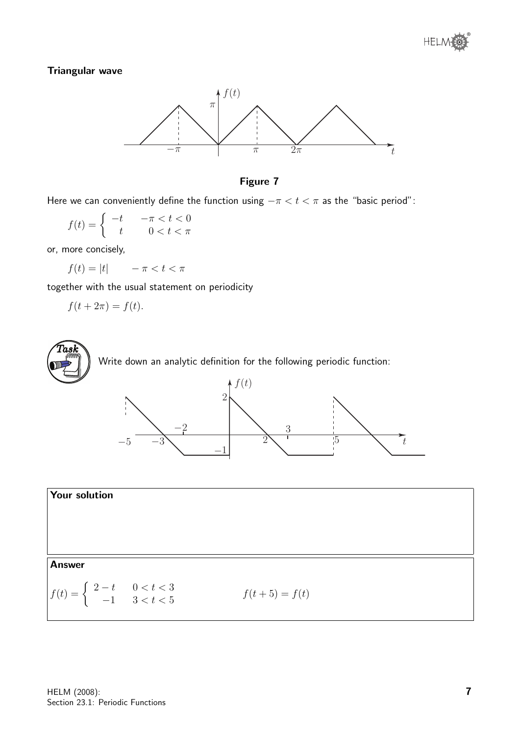### Triangular wave

**Figure 7**

Here we can conveniently define the function using $-\pi < t < \pi$ as the "basic period":

$$f(t) = \begin{cases} -t & -\pi < t < 0 \\ t & 0 < t < \pi \end{cases}$$

or, more concisely,

$$f(t) = |t| \qquad -\pi < t < \pi$$

together with the usual statement on periodicity

$$f(t + 2\pi) = f(t).$$

**Task**

Write down an analytic definition for the following periodic function:

**Your solution**

**Answer**

$$f(t) = \begin{cases} 2 - t & 0 < t < 3 \\ -1 & 3 < t < 5 \end{cases} \qquad\qquad f(t + 5) = f(t)$$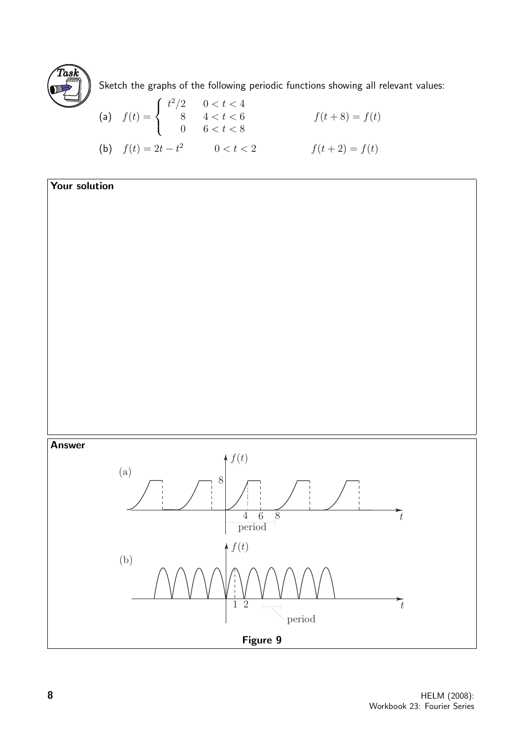**Task**

Sketch the graphs of the following periodic functions showing all relevant values:

(a) $f(t) = \begin{cases} t^2/2 & 0 < t < 4 \\ 8 & 4 < t < 6 \\ 0 & 6 < t < 8 \end{cases} \qquad f(t+8) = f(t)$

(b) $f(t) = 2t - t^2 \qquad 0 < t < 2 \qquad f(t+2) = f(t)$

**Your solution**

**Answer**

(a)

$f(t)$

8

4 6 8

period

$t$

(b)

$f(t)$

1 2

period

$t$

**Figure 9**